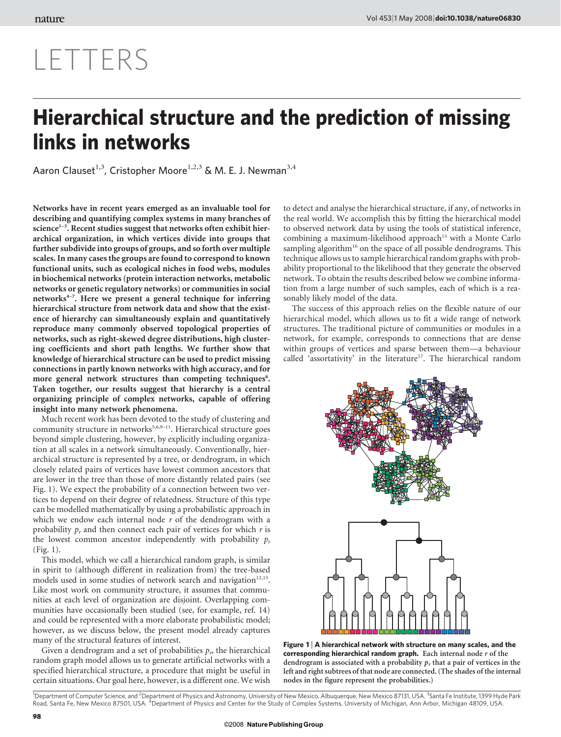# LETTERS

# Hierarchical structure and the prediction of missing links in networks

Aaron Clauset[1,3], Cristopher Moore[1,2,3] & M. E. J. Newman[3,4]

**Networks have in recent years emerged as an invaluable tool for describing and quantifying complex systems in many branches of science[1–3]. Recent studies suggest that networks often exhibit hierarchical organization, in which vertices divide into groups that further subdivide into groups of groups, and so forth over multiple scales. In many cases the groups are found to correspond to known functional units, such as ecological niches in food webs, modules in biochemical networks (protein interaction networks, metabolic networks or genetic regulatory networks) or communities in social networks[4–7]. Here we present a general technique for inferring hierarchical structure from network data and show that the existence of hierarchy can simultaneously explain and quantitatively reproduce many commonly observed topological properties of networks, such as right-skewed degree distributions, high clustering coefficients and short path lengths. We further show that knowledge of hierarchical structure can be used to predict missing connections in partly known networks with high accuracy, and for more general network structures than competing techniques[8]. Taken together, our results suggest that hierarchy is a central organizing principle of complex networks, capable of offering insight into many network phenomena.**

Much recent work has been devoted to the study of clustering and community structure in networks[5,6,9–11]. Hierarchical structure goes beyond simple clustering, however, by explicitly including organization at all scales in a network simultaneously. Conventionally, hierarchical structure is represented by a tree, or dendrogram, in which closely related pairs of vertices have lowest common ancestors that are lower in the tree than those of more distantly related pairs (see Fig. 1). We expect the probability of a connection between two vertices to depend on their degree of relatedness. Structure of this type can be modelled mathematically by using a probabilistic approach in which we endow each internal node $r$ of the dendrogram with a probability $p_r$ and then connect each pair of vertices for which $r$ is the lowest common ancestor independently with probability $p_r$ (Fig. 1).

This model, which we call a hierarchical random graph, is similar in spirit to (although different in realization from) the tree-based models used in some studies of network search and navigation[12,13]. Like most work on community structure, it assumes that communities at each level of organization are disjoint. Overlapping communities have occasionally been studied (see, for example, ref. 14) and could be represented with a more elaborate probabilistic model; however, as we discuss below, the present model already captures many of the structural features of interest.

Given a dendrogram and a set of probabilities $p_r$, the hierarchical random graph model allows us to generate artificial networks with a specified hierarchical structure, a procedure that might be useful in certain situations. Our goal here, however, is a different one. We wish to detect and analyse the hierarchical structure, if any, of networks in the real world. We accomplish this by fitting the hierarchical model to observed network data by using the tools of statistical inference, combining a maximum-likelihood approach[15] with a Monte Carlo sampling algorithm[16] on the space of all possible dendrograms. This technique allows us to sample hierarchical random graphs with probability proportional to the likelihood that they generate the observed network. To obtain the results described below we combine information from a large number of such samples, each of which is a reasonably likely model of the data.

The success of this approach relies on the flexible nature of our hierarchical model, which allows us to fit a wide range of network structures. The traditional picture of communities or modules in a network, for example, corresponds to connections that are dense within groups of vertices and sparse between them—a behaviour called 'assortativity' in the literature[17]. The hierarchical random

**Figure 1 | A hierarchical network with structure on many scales, and the corresponding hierarchical random graph. Each internal node $r$ of the dendrogram is associated with a probability $p_r$ that a pair of vertices in the left and right subtrees of that node are connected. (The shades of the internal nodes in the figure represent the probabilities.)**

[1]Department of Computer Science, and [2]Department of Physics and Astronomy, University of New Mexico, Albuquerque, New Mexico 87131, USA. [3]Santa Fe Institute, 1399 Hyde Park Road, Santa Fe, New Mexico 87501, USA. [4]Department of Physics and Center for the Study of Complex Systems, University of Michigan, Ann Arbor, Michigan 48109, USA.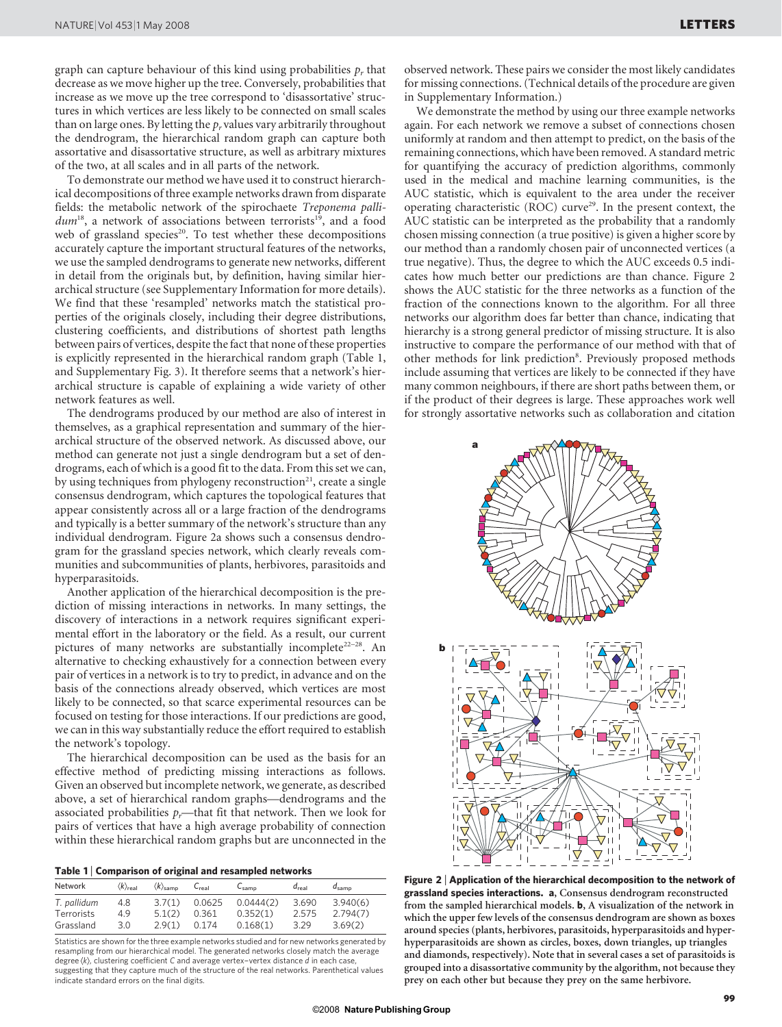graph can capture behaviour of this kind using probabilities $p_r$ that decrease as we move higher up the tree. Conversely, probabilities that increase as we move up the tree correspond to 'disassortative' structures in which vertices are less likely to be connected on small scales than on large ones. By letting the $p_r$ values vary arbitrarily throughout the dendrogram, the hierarchical random graph can capture both assortative and disassortative structure, as well as arbitrary mixtures of the two, at all scales and in all parts of the network.

To demonstrate our method we have used it to construct hierarchical decompositions of three example networks drawn from disparate fields: the metabolic network of the spirochaete *Treponema pallidum*[18], a network of associations between terrorists[19], and a food web of grassland species[20]. To test whether these decompositions accurately capture the important structural features of the networks, we use the sampled dendrograms to generate new networks, different in detail from the originals but, by definition, having similar hierarchical structure (see Supplementary Information for more details). We find that these 'resampled' networks match the statistical properties of the originals closely, including their degree distributions, clustering coefficients, and distributions of shortest path lengths between pairs of vertices, despite the fact that none of these properties is explicitly represented in the hierarchical random graph (Table 1, and Supplementary Fig. 3). It therefore seems that a network's hierarchical structure is capable of explaining a wide variety of other network features as well.

The dendrograms produced by our method are also of interest in themselves, as a graphical representation and summary of the hierarchical structure of the observed network. As discussed above, our method can generate not just a single dendrogram but a set of dendrograms, each of which is a good fit to the data. From this set we can, by using techniques from phylogeny reconstruction[21], create a single consensus dendrogram, which captures the topological features that appear consistently across all or a large fraction of the dendrograms and typically is a better summary of the network's structure than any individual dendrogram. Figure 2a shows such a consensus dendrogram for the grassland species network, which clearly reveals communities and subcommunities of plants, herbivores, parasitoids and hyperparasitoids.

Another application of the hierarchical decomposition is the prediction of missing interactions in networks. In many settings, the discovery of interactions in a network requires significant experimental effort in the laboratory or the field. As a result, our current pictures of many networks are substantially incomplete[22–28]. An alternative to checking exhaustively for a connection between every pair of vertices in a network is to try to predict, in advance and on the basis of the connections already observed, which vertices are most likely to be connected, so that scarce experimental resources can be focused on testing for those interactions. If our predictions are good, we can in this way substantially reduce the effort required to establish the network's topology.

The hierarchical decomposition can be used as the basis for an effective method of predicting missing interactions as follows. Given an observed but incomplete network, we generate, as described above, a set of hierarchical random graphs—dendrograms and the associated probabilities $p_r$—that fit that network. Then we look for pairs of vertices that have a high average probability of connection within these hierarchical random graphs but are unconnected in the observed network. These pairs we consider the most likely candidates for missing connections. (Technical details of the procedure are given in Supplementary Information.)

**Table 1 | Comparison of original and resampled networks**

| Network | $\langle k\rangle_{\text{real}}$ | $\langle k\rangle_{\text{samp}}$ | $C_{\text{real}}$ | $C_{\text{samp}}$ | $d_{\text{real}}$ | $d_{\text{samp}}$ |
|---|---|---|---|---|---|---|
| *T. pallidum* | 4.8 | 3.7(1) | 0.0625 | 0.0444(2) | 3.690 | 3.940(6) |
| Terrorists | 4.9 | 5.1(2) | 0.361 | 0.352(1) | 2.575 | 2.794(7) |
| Grassland | 3.0 | 2.9(1) | 0.174 | 0.168(1) | 3.29 | 3.69(2) |

Statistics are shown for the three example networks studied and for new networks generated by resampling from our hierarchical model. The generated networks closely match the average degree $\langle k\rangle$, clustering coefficient $C$ and average vertex–vertex distance $d$ in each case, suggesting that they capture much of the structure of the real networks. Parenthetical values indicate standard errors on the final digits.

We demonstrate the method by using our three example networks again. For each network we remove a subset of connections chosen uniformly at random and then attempt to predict, on the basis of the remaining connections, which have been removed. A standard metric for quantifying the accuracy of prediction algorithms, commonly used in the medical and machine learning communities, is the AUC statistic, which is equivalent to the area under the receiver operating characteristic (ROC) curve[29]. In the present context, the AUC statistic can be interpreted as the probability that a randomly chosen missing connection (a true positive) is given a higher score by our method than a randomly chosen pair of unconnected vertices (a true negative). Thus, the degree to which the AUC exceeds 0.5 indicates how much better our predictions are than chance. Figure 2 shows the AUC statistic for the three networks as a function of the fraction of the connections known to the algorithm. For all three networks our algorithm does far better than chance, indicating that hierarchy is a strong general predictor of missing structure. It is also instructive to compare the performance of our method with that of other methods for link prediction[8]. Previously proposed methods include assuming that vertices are likely to be connected if they have many common neighbours, if there are short paths between them, or if the product of their degrees is large. These approaches work well for strongly assortative networks such as collaboration and citation

**Figure 2 | Application of the hierarchical decomposition to the network of grassland species interactions. a**, Consensus dendrogram reconstructed from the sampled hierarchical models. **b**, A visualization of the network in which the upper few levels of the consensus dendrogram are shown as boxes around species (plants, herbivores, parasitoids, hyperparasitoids and hyper-hyperparasitoids are shown as circles, boxes, down triangles, up triangles and diamonds, respectively). Note that in several cases a set of parasitoids is grouped into a disassortative community by the algorithm, not because they prey on each other but because they prey on the same herbivore.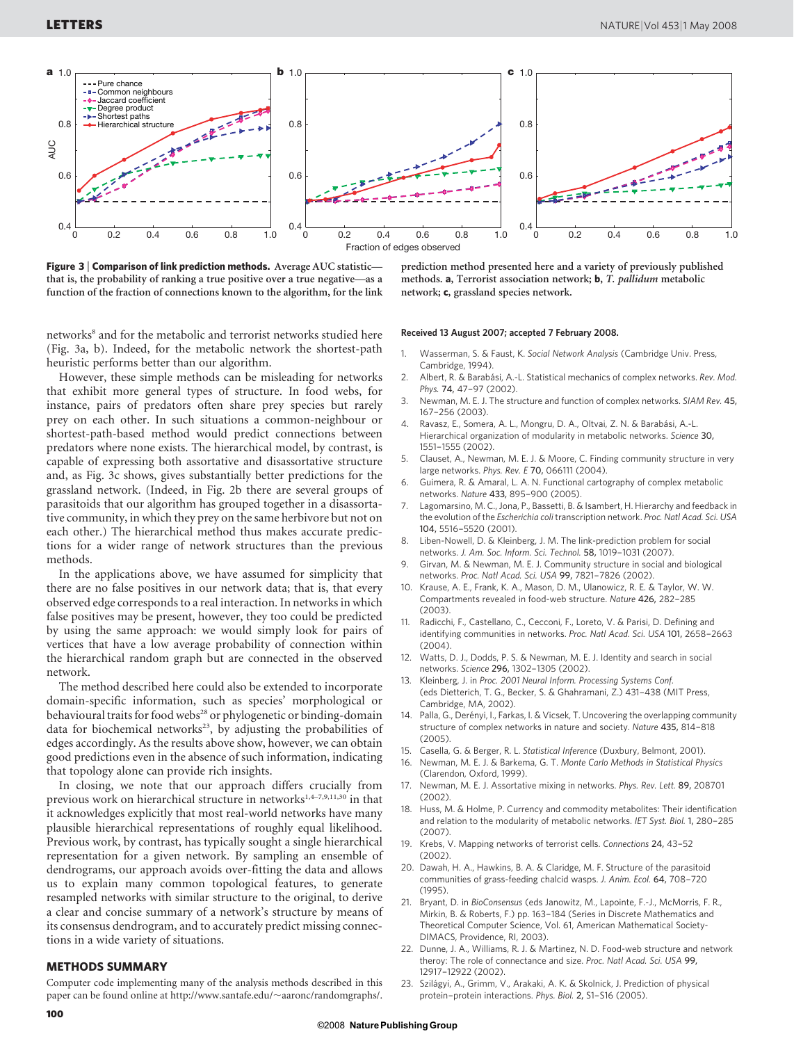Figure 3 | Comparison of link prediction methods. Average AUC statistic—that is, the probability of ranking a true positive over a true negative—as a function of the fraction of connections known to the algorithm, for the link prediction method presented here and a variety of previously published methods. **a**, Terrorist association network; **b**, *T. pallidum* metabolic network; **c**, grassland species network.

networks[8] and for the metabolic and terrorist networks studied here (Fig. 3a, b). Indeed, for the metabolic network the shortest-path heuristic performs better than our algorithm.

However, these simple methods can be misleading for networks that exhibit more general types of structure. In food webs, for instance, pairs of predators often share prey species but rarely prey on each other. In such situations a common-neighbour or shortest-path-based method would predict connections between predators where none exists. The hierarchical model, by contrast, is capable of expressing both assortative and disassortative structure and, as Fig. 3c shows, gives substantially better predictions for the grassland network. (Indeed, in Fig. 2b there are several groups of parasitoids that our algorithm has grouped together in a disassortative community, in which they prey on the same herbivore but not on each other.) The hierarchical method thus makes accurate predictions for a wider range of network structures than the previous methods.

In the applications above, we have assumed for simplicity that there are no false positives in our network data; that is, that every observed edge corresponds to a real interaction. In networks in which false positives may be present, however, they too could be predicted by using the same approach: we would simply look for pairs of vertices that have a low average probability of connection within the hierarchical random graph but are connected in the observed network.

The method described here could also be extended to incorporate domain-specific information, such as species' morphological or behavioural traits for food webs[28] or phylogenetic or binding-domain data for biochemical networks[23], by adjusting the probabilities of edges accordingly. As the results above show, however, we can obtain good predictions even in the absence of such information, indicating that topology alone can provide rich insights.

In closing, we note that our approach differs crucially from previous work on hierarchical structure in networks[1,4–7,9,11,30] in that it acknowledges explicitly that most real-world networks have many plausible hierarchical representations of roughly equal likelihood. Previous work, by contrast, has typically sought a single hierarchical representation for a given network. By sampling an ensemble of dendrograms, our approach avoids over-fitting the data and allows us to explain many common topological features, to generate resampled networks with similar structure to the original, to derive a clear and concise summary of a network's structure by means of its consensus dendrogram, and to accurately predict missing connections in a wide variety of situations.

## METHODS SUMMARY

Computer code implementing many of the analysis methods described in this paper can be found online at http://www.santafe.edu/~aaronc/randomgraphs/.

**Received 13 August 2007; accepted 7 February 2008.**

1. Wasserman, S. & Faust, K. *Social Network Analysis* (Cambridge Univ. Press, Cambridge, 1994).
2. Albert, R. & Barabási, A.-L. Statistical mechanics of complex networks. *Rev. Mod. Phys.* 74, 47–97 (2002).
3. Newman, M. E. J. The structure and function of complex networks. *SIAM Rev.* 45, 167–256 (2003).
4. Ravasz, E., Somera, A. L., Mongru, D. A., Oltvai, Z. N. & Barabási, A.-L. Hierarchical organization of modularity in metabolic networks. *Science* 30, 1551–1555 (2002).
5. Clauset, A., Newman, M. E. J. & Moore, C. Finding community structure in very large networks. *Phys. Rev. E* 70, 066111 (2004).
6. Guimera, R. & Amaral, L. A. N. Functional cartography of complex metabolic networks. *Nature* 433, 895–900 (2005).
7. Lagomarsino, M. C., Jona, P., Bassetti, B. & Isambert, H. Hierarchy and feedback in the evolution of the *Escherichia coli* transcription network. *Proc. Natl Acad. Sci. USA* 104, 5516–5520 (2001).
8. Liben-Nowell, D. & Kleinberg, J. M. The link-prediction problem for social networks. *J. Am. Soc. Inform. Sci. Technol.* 58, 1019–1031 (2007).
9. Girvan, M. & Newman, M. E. J. Community structure in social and biological networks. *Proc. Natl Acad. Sci. USA* 99, 7821–7826 (2002).
10. Krause, A. E., Frank, K. A., Mason, D. M., Ulanowicz, R. E. & Taylor, W. W. Compartments revealed in food-web structure. *Nature* 426, 282–285 (2003).
11. Radicchi, F., Castellano, C., Cecconi, F., Loreto, V. & Parisi, D. Defining and identifying communities in networks. *Proc. Natl Acad. Sci. USA* 101, 2658–2663 (2004).
12. Watts, D. J., Dodds, P. S. & Newman, M. E. J. Identity and search in social networks. *Science* 296, 1302–1305 (2002).
13. Kleinberg, J. in *Proc. 2001 Neural Inform. Processing Systems Conf.* (eds Dietterich, T. G., Becker, S. & Ghahramani, Z.) 431–438 (MIT Press, Cambridge, MA, 2002).
14. Palla, G., Derényi, I., Farkas, I. & Vicsek, T. Uncovering the overlapping community structure of complex networks in nature and society. *Nature* 435, 814–818 (2005).
15. Casella, G. & Berger, R. L. *Statistical Inference* (Duxbury, Belmont, 2001).
16. Newman, M. E. J. & Barkema, G. T. *Monte Carlo Methods in Statistical Physics* (Clarendon, Oxford, 1999).
17. Newman, M. E. J. Assortative mixing in networks. *Phys. Rev. Lett.* 89, 208701 (2002).
18. Huss, M. & Holme, P. Currency and commodity metabolites: Their identification and relation to the modularity of metabolic networks. *IET Syst. Biol.* 1, 280–285 (2007).
19. Krebs, V. Mapping networks of terrorist cells. *Connections* 24, 43–52 (2002).
20. Dawah, H. A., Hawkins, B. A. & Claridge, M. F. Structure of the parasitoid communities of grass-feeding chalcid wasps. *J. Anim. Ecol.* 64, 708–720 (1995).
21. Bryant, D. in *BioConsensus* (eds Janowitz, M., Lapointe, F.-J., McMorris, F. R., Mirkin, B. & Roberts, F.) pp. 163–184 (Series in Discrete Mathematics and Theoretical Computer Science, Vol. 61, American Mathematical Society-DIMACS, Providence, RI, 2003).
22. Dunne, J. A., Williams, R. J. & Martinez, N. D. Food-web structure and network theroy: The role of connectance and size. *Proc. Natl Acad. Sci. USA* 99, 12917–12922 (2002).
23. Szilágyi, A., Grimm, V., Arakaki, A. K. & Skolnick, J. Prediction of physical protein–protein interactions. *Phys. Biol.* 2, S1–S16 (2005).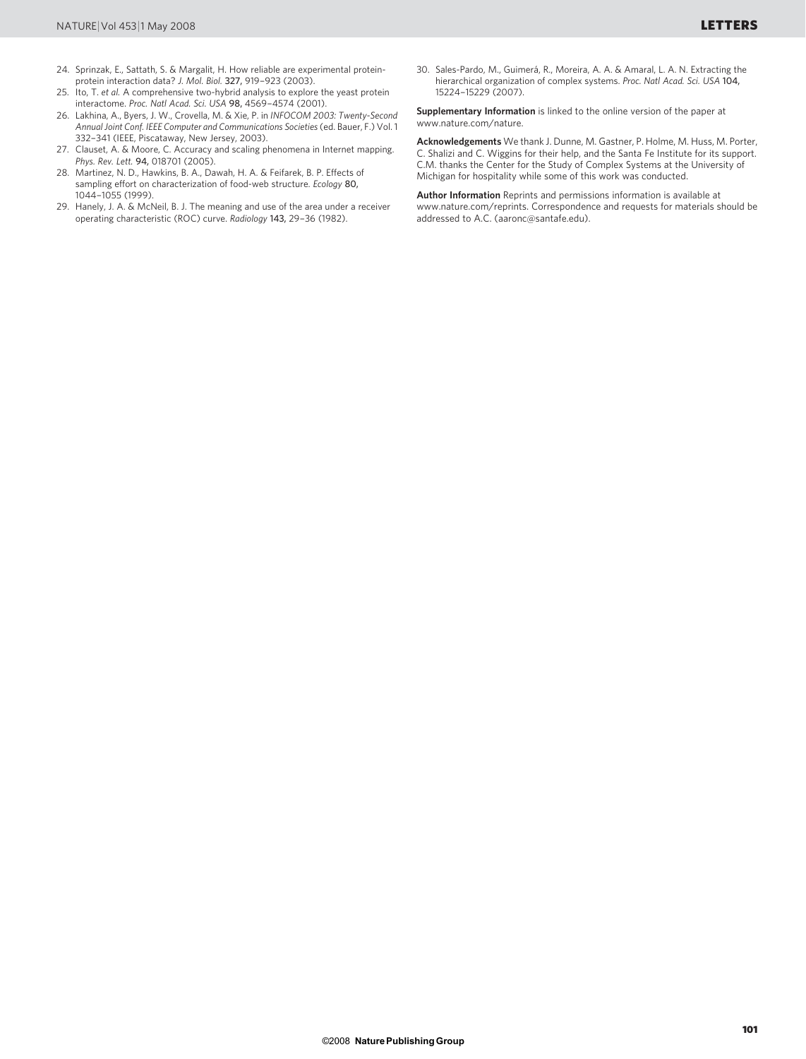24. Sprinzak, E., Sattath, S. & Margalit, H. How reliable are experimental protein-protein interaction data? *J. Mol. Biol.* **327,** 919–923 (2003).
25. Ito, T. *et al.* A comprehensive two-hybrid analysis to explore the yeast protein interactome. *Proc. Natl Acad. Sci. USA* **98,** 4569–4574 (2001).
26. Lakhina, A., Byers, J. W., Crovella, M. & Xie, P. in *INFOCOM 2003: Twenty-Second Annual Joint Conf. IEEE Computer and Communications Societies* (ed. Bauer, F.) Vol. 1 332–341 (IEEE, Piscataway, New Jersey, 2003).
27. Clauset, A. & Moore, C. Accuracy and scaling phenomena in Internet mapping. *Phys. Rev. Lett.* **94,** 018701 (2005).
28. Martinez, N. D., Hawkins, B. A., Dawah, H. A. & Feifarek, B. P. Effects of sampling effort on characterization of food-web structure. *Ecology* **80,** 1044–1055 (1999).
29. Hanely, J. A. & McNeil, B. J. The meaning and use of the area under a receiver operating characteristic (ROC) curve. *Radiology* **143,** 29–36 (1982).
30. Sales-Pardo, M., Guimerá, R., Moreira, A. A. & Amaral, L. A. N. Extracting the hierarchical organization of complex systems. *Proc. Natl Acad. Sci. USA* **104,** 15224–15229 (2007).

**Supplementary Information** is linked to the online version of the paper at www.nature.com/nature.

**Acknowledgements** We thank J. Dunne, M. Gastner, P. Holme, M. Huss, M. Porter, C. Shalizi and C. Wiggins for their help, and the Santa Fe Institute for its support. C.M. thanks the Center for the Study of Complex Systems at the University of Michigan for hospitality while some of this work was conducted.

**Author Information** Reprints and permissions information is available at www.nature.com/reprints. Correspondence and requests for materials should be addressed to A.C. (aaronc@santafe.edu).